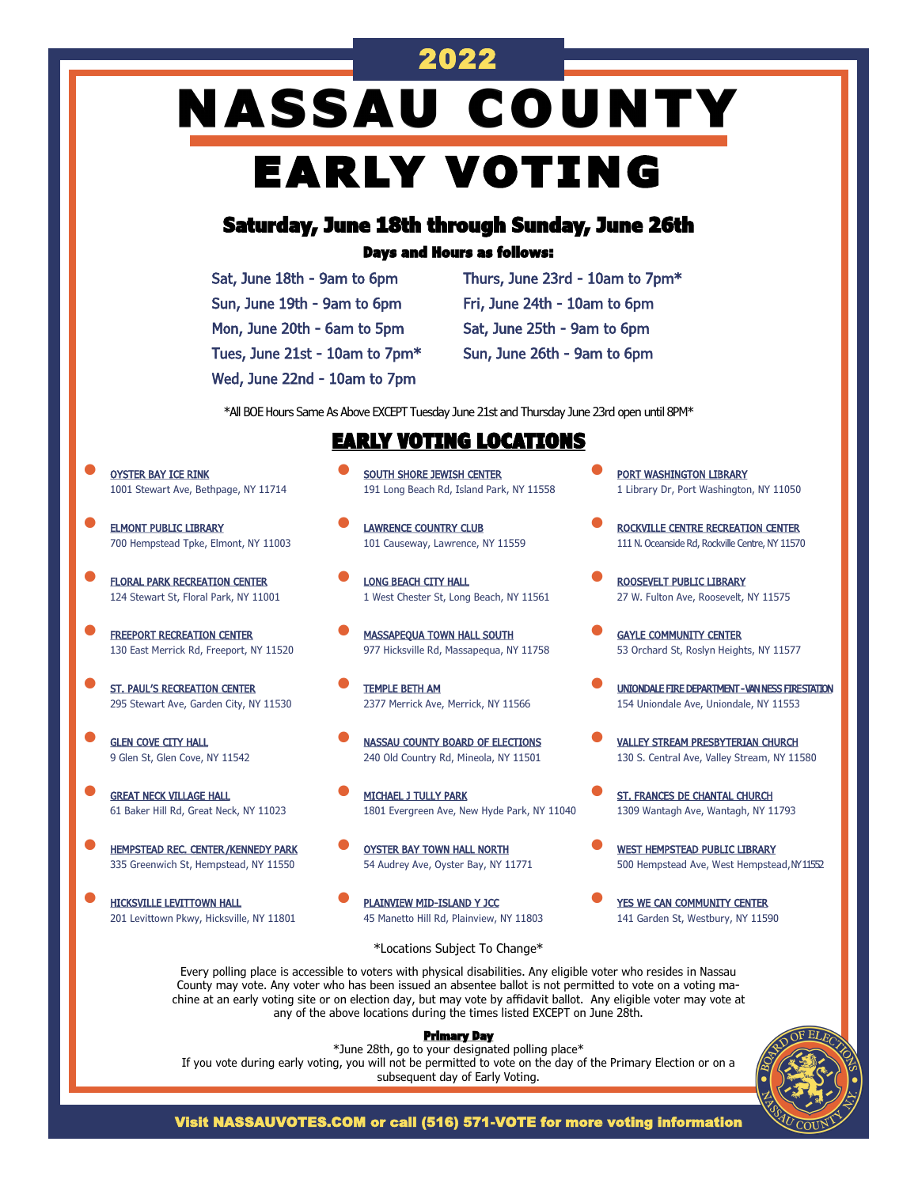2022

# NASSAU COUNTY EARLY VOTING

## Saturday, June 18th through Sunday, June 26th

### Days and Hours as follows:

- Sat, June 18th - 9am to 6pm
- Sun, June 19th - 9am to 6pm
- Mon, June 20th - 6am to 5pm
- Tues, June 21st - 10am to 7pm*
- Wed, June 22nd - 10am to 7pm
- Thurs, June 23rd - 10am to 7pm*
- Fri, June 24th - 10am to 6pm
- Sat, June 25th - 9am to 6pm
- Sun, June 26th - 9am to 6pm

*All BOE Hours Same As Above EXCEPT Tuesday June 21st and Thursday June 23rd open until 8PM*

## EARLY VOTING LOCATIONS

- **OYSTER BAY ICE RINK**
  1001 Stewart Ave, Bethpage, NY 11714
- **ELMONT PUBLIC LIBRARY**
  700 Hempstead Tpke, Elmont, NY 11003
- **FLORAL PARK RECREATION CENTER**
  124 Stewart St, Floral Park, NY 11001
- **FREEPORT RECREATION CENTER**
  130 East Merrick Rd, Freeport, NY 11520
- **ST. PAUL'S RECREATION CENTER**
  295 Stewart Ave, Garden City, NY 11530
- **GLEN COVE CITY HALL**
  9 Glen St, Glen Cove, NY 11542
- **GREAT NECK VILLAGE HALL**
  61 Baker Hill Rd, Great Neck, NY 11023
- **HEMPSTEAD REC. CENTER/KENNEDY PARK**
  335 Greenwich St, Hempstead, NY 11550
- **HICKSVILLE LEVITTOWN HALL**
  201 Levittown Pkwy, Hicksville, NY 11801
- **SOUTH SHORE JEWISH CENTER**
  191 Long Beach Rd, Island Park, NY 11558
- **LAWRENCE COUNTRY CLUB**
  101 Causeway, Lawrence, NY 11559
- **LONG BEACH CITY HALL**
  1 West Chester St, Long Beach, NY 11561
- **MASSAPEQUA TOWN HALL SOUTH**
  977 Hicksville Rd, Massapequa, NY 11758
- **TEMPLE BETH AM**
  2377 Merrick Ave, Merrick, NY 11566
- **NASSAU COUNTY BOARD OF ELECTIONS**
  240 Old Country Rd, Mineola, NY 11501
- **MICHAEL J TULLY PARK**
  1801 Evergreen Ave, New Hyde Park, NY 11040
- **OYSTER BAY TOWN HALL NORTH**
  54 Audrey Ave, Oyster Bay, NY 11771
- **PLAINVIEW MID-ISLAND Y JCC**
  45 Manetto Hill Rd, Plainview, NY 11803
- **PORT WASHINGTON LIBRARY**
  1 Library Dr, Port Washington, NY 11050
- **ROCKVILLE CENTRE RECREATION CENTER**
  111 N. Oceanside Rd, Rockville Centre, NY 11570
- **ROOSEVELT PUBLIC LIBRARY**
  27 W. Fulton Ave, Roosevelt, NY 11575
- **GAYLE COMMUNITY CENTER**
  53 Orchard St, Roslyn Heights, NY 11577
- **UNIONDALE FIRE DEPARTMENT - VAN NESS FIRESTATION**
  154 Uniondale Ave, Uniondale, NY 11553
- **VALLEY STREAM PRESBYTERIAN CHURCH**
  130 S. Central Ave, Valley Stream, NY 11580
- **ST. FRANCES DE CHANTAL CHURCH**
  1309 Wantagh Ave, Wantagh, NY 11793
- **WEST HEMPSTEAD PUBLIC LIBRARY**
  500 Hempstead Ave, West Hempstead, NY 11552
- **YES WE CAN COMMUNITY CENTER**
  141 Garden St, Westbury, NY 11590

*Locations Subject To Change*

Every polling place is accessible to voters with physical disabilities. Any eligible voter who resides in Nassau County may vote. Any voter who has been issued an absentee ballot is not permitted to vote on a voting machine at an early voting site or on election day, but may vote by affidavit ballot. Any eligible voter may vote at any of the above locations during the times listed EXCEPT on June 28th.

**Primary Day**

*June 28th, go to your designated polling place*

If you vote during early voting, you will not be permitted to vote on the day of the Primary Election or on a subsequent day of Early Voting.

**Visit NASSAUVOTES.COM or call (516) 571-VOTE for more voting information**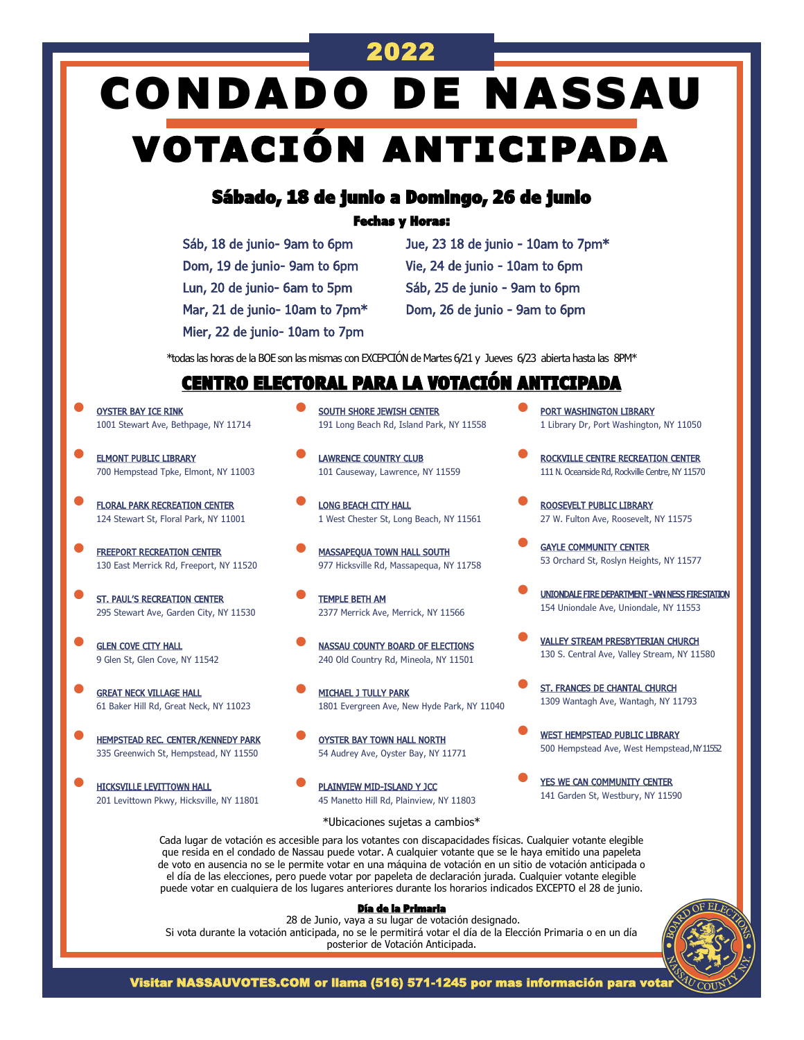# 2022

# CONDADO DE NASSAU

# VOTACIÓN ANTICIPADA

## Sábado, 18 de junio a Domingo, 26 de junio

**Fechas y Horas:**

- Sáb, 18 de junio- 9am to 6pm
- Dom, 19 de junio- 9am to 6pm
- Lun, 20 de junio- 6am to 5pm
- Mar, 21 de junio- 10am to 7pm*
- Mier, 22 de junio- 10am to 7pm
- Jue, 23 18 de junio - 10am to 7pm*
- Vie, 24 de junio - 10am to 6pm
- Sáb, 25 de junio - 9am to 6pm
- Dom, 26 de junio - 9am to 6pm

*todas las horas de la BOE son las mismas con EXCEPCIÓN de Martes 6/21 y Jueves 6/23 abierta hasta las 8PM*

## CENTRO ELECTORAL PARA LA VOTACIÓN ANTICIPADA

- **OYSTER BAY ICE RINK**
  1001 Stewart Ave, Bethpage, NY 11714
- **ELMONT PUBLIC LIBRARY**
  700 Hempstead Tpke, Elmont, NY 11003
- **FLORAL PARK RECREATION CENTER**
  124 Stewart St, Floral Park, NY 11001
- **FREEPORT RECREATION CENTER**
  130 East Merrick Rd, Freeport, NY 11520
- **ST. PAUL'S RECREATION CENTER**
  295 Stewart Ave, Garden City, NY 11530
- **GLEN COVE CITY HALL**
  9 Glen St, Glen Cove, NY 11542
- **GREAT NECK VILLAGE HALL**
  61 Baker Hill Rd, Great Neck, NY 11023
- **HEMPSTEAD REC. CENTER/KENNEDY PARK**
  335 Greenwich St, Hempstead, NY 11550
- **HICKSVILLE LEVITTOWN HALL**
  201 Levittown Pkwy, Hicksville, NY 11801
- **SOUTH SHORE JEWISH CENTER**
  191 Long Beach Rd, Island Park, NY 11558
- **LAWRENCE COUNTRY CLUB**
  101 Causeway, Lawrence, NY 11559
- **LONG BEACH CITY HALL**
  1 West Chester St, Long Beach, NY 11561
- **MASSAPEQUA TOWN HALL SOUTH**
  977 Hicksville Rd, Massapequa, NY 11758
- **TEMPLE BETH AM**
  2377 Merrick Ave, Merrick, NY 11566
- **NASSAU COUNTY BOARD OF ELECTIONS**
  240 Old Country Rd, Mineola, NY 11501
- **MICHAEL J TULLY PARK**
  1801 Evergreen Ave, New Hyde Park, NY 11040
- **OYSTER BAY TOWN HALL NORTH**
  54 Audrey Ave, Oyster Bay, NY 11771
- **PLAINVIEW MID-ISLAND Y JCC**
  45 Manetto Hill Rd, Plainview, NY 11803
- **PORT WASHINGTON LIBRARY**
  1 Library Dr, Port Washington, NY 11050
- **ROCKVILLE CENTRE RECREATION CENTER**
  111 N. Oceanside Rd, Rockville Centre, NY 11570
- **ROOSEVELT PUBLIC LIBRARY**
  27 W. Fulton Ave, Roosevelt, NY 11575
- **GAYLE COMMUNITY CENTER**
  53 Orchard St, Roslyn Heights, NY 11577
- **UNIONDALE FIRE DEPARTMENT - VAN NESS FIRESTATION**
  154 Uniondale Ave, Uniondale, NY 11553
- **VALLEY STREAM PRESBYTERIAN CHURCH**
  130 S. Central Ave, Valley Stream, NY 11580
- **ST. FRANCES DE CHANTAL CHURCH**
  1309 Wantagh Ave, Wantagh, NY 11793
- **WEST HEMPSTEAD PUBLIC LIBRARY**
  500 Hempstead Ave, West Hempstead, NY 11552
- **YES WE CAN COMMUNITY CENTER**
  141 Garden St, Westbury, NY 11590

*Ubicaciones sujetas a cambios*

Cada lugar de votación es accesible para los votantes con discapacidades físicas. Cualquier votante elegible que resida en el condado de Nassau puede votar. A cualquier votante que se le haya emitido una papeleta de voto en ausencia no se le permite votar en una máquina de votación en un sitio de votación anticipada o el día de las elecciones, pero puede votar por papeleta de declaración jurada. Cualquier votante elegible puede votar en cualquiera de los lugares anteriores durante los horarios indicados EXCEPTO el 28 de junio.

**Día de la Primaria**

28 de Junio, vaya a su lugar de votación designado.
Si vota durante la votación anticipada, no se le permitirá votar el día de la Elección Primaria o en un día posterior de Votación Anticipada.

**Visitar NASSAUVOTES.COM or llama (516) 571-1245 por mas información para votar**